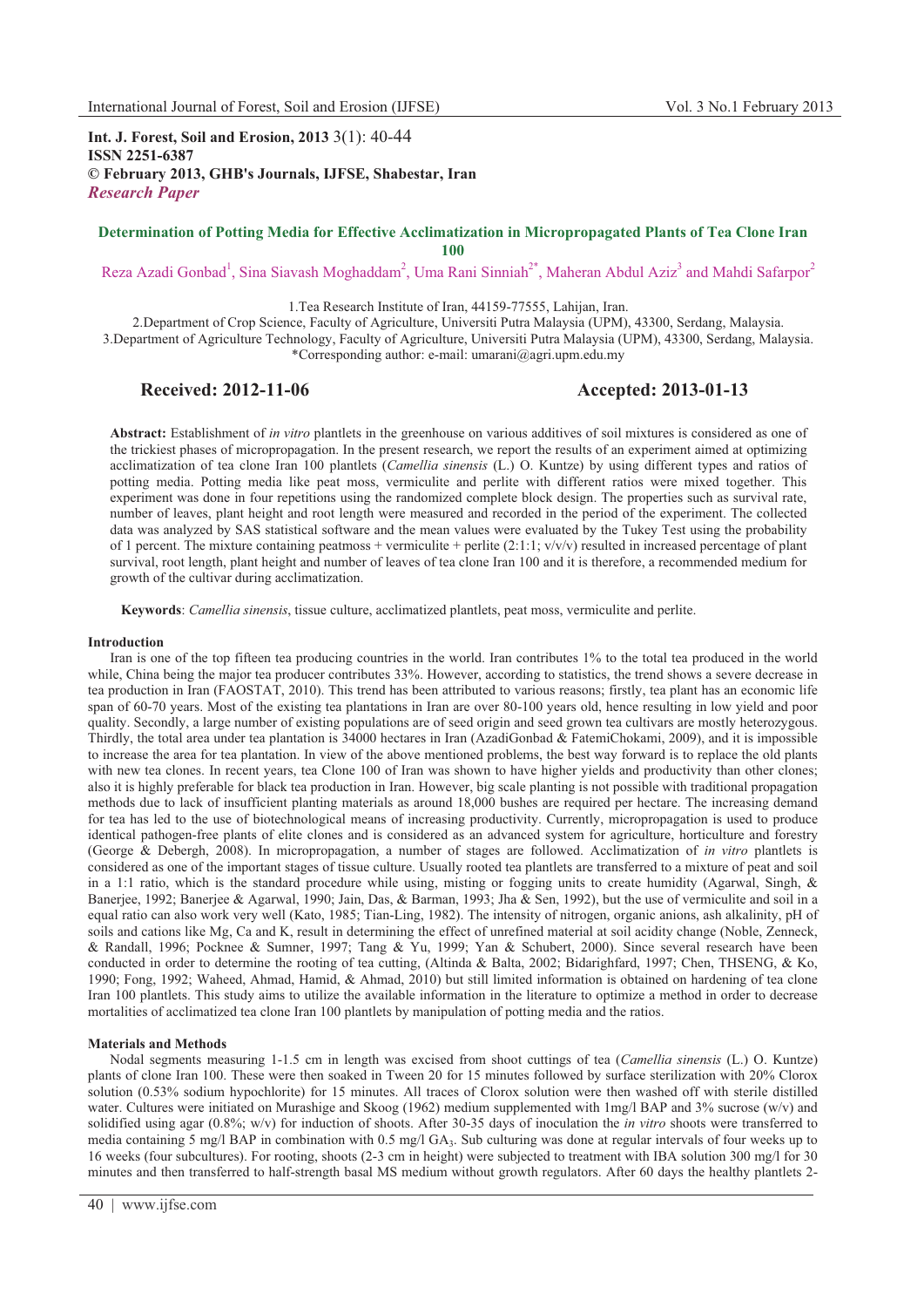**Int. J. Forest, Soil and Erosion, 2013** 3(1): 40-44
**ISSN 2251-6387**
**© February 2013, GHB's Journals, IJFSE, Shabestar, Iran**
***Research Paper***

# Determination of Potting Media for Effective Acclimatization in Micropropagated Plants of Tea Clone Iran 100

Reza Azadi Gonbad[1], Sina Siavash Moghaddam[2], Uma Rani Sinniah[2*], Maheran Abdul Aziz[3] and Mahdi Safarpor[2]

1.Tea Research Institute of Iran, 44159-77555, Lahijan, Iran.
2.Department of Crop Science, Faculty of Agriculture, Universiti Putra Malaysia (UPM), 43300, Serdang, Malaysia.
3.Department of Agriculture Technology, Faculty of Agriculture, Universiti Putra Malaysia (UPM), 43300, Serdang, Malaysia.
*Corresponding author: e-mail: umarani@agri.upm.edu.my

**Received: 2012-11-06** **Accepted: 2013-01-13**

**Abstract:** Establishment of *in vitro* plantlets in the greenhouse on various additives of soil mixtures is considered as one of the trickiest phases of micropropagation. In the present research, we report the results of an experiment aimed at optimizing acclimatization of tea clone Iran 100 plantlets (*Camellia sinensis* (L.) O. Kuntze) by using different types and ratios of potting media. Potting media like peat moss, vermiculite and perlite with different ratios were mixed together. This experiment was done in four repetitions using the randomized complete block design. The properties such as survival rate, number of leaves, plant height and root length were measured and recorded in the period of the experiment. The collected data was analyzed by SAS statistical software and the mean values were evaluated by the Tukey Test using the probability of 1 percent. The mixture containing peatmoss + vermiculite + perlite (2:1:1; v/v/v) resulted in increased percentage of plant survival, root length, plant height and number of leaves of tea clone Iran 100 and it is therefore, a recommended medium for growth of the cultivar during acclimatization.

**Keywords**: *Camellia sinensis*, tissue culture, acclimatized plantlets, peat moss, vermiculite and perlite.

## Introduction

Iran is one of the top fifteen tea producing countries in the world. Iran contributes 1% to the total tea produced in the world while, China being the major tea producer contributes 33%. However, according to statistics, the trend shows a severe decrease in tea production in Iran (FAOSTAT, 2010). This trend has been attributed to various reasons; firstly, tea plant has an economic life span of 60-70 years. Most of the existing tea plantations in Iran are over 80-100 years old, hence resulting in low yield and poor quality. Secondly, a large number of existing populations are of seed origin and seed grown tea cultivars are mostly heterozygous. Thirdly, the total area under tea plantation is 34000 hectares in Iran (AzadiGonbad & FatemiChokami, 2009), and it is impossible to increase the area for tea plantation. In view of the above mentioned problems, the best way forward is to replace the old plants with new tea clones. In recent years, tea Clone 100 of Iran was shown to have higher yields and productivity than other clones; also it is highly preferable for black tea production in Iran. However, big scale planting is not possible with traditional propagation methods due to lack of insufficient planting materials as around 18,000 bushes are required per hectare. The increasing demand for tea has led to the use of biotechnological means of increasing productivity. Currently, micropropagation is used to produce identical pathogen-free plants of elite clones and is considered as an advanced system for agriculture, horticulture and forestry (George & Debergh, 2008). In micropropagation, a number of stages are followed. Acclimatization of *in vitro* plantlets is considered as one of the important stages of tissue culture. Usually rooted tea plantlets are transferred to a mixture of peat and soil in a 1:1 ratio, which is the standard procedure while using, misting or fogging units to create humidity (Agarwal, Singh, & Banerjee, 1992; Banerjee & Agarwal, 1990; Jain, Das, & Barman, 1993; Jha & Sen, 1992), but the use of vermiculite and soil in a equal ratio can also work very well (Kato, 1985; Tian-Ling, 1982). The intensity of nitrogen, organic anions, ash alkalinity, pH of soils and cations like Mg, Ca and K, result in determining the effect of unrefined material at soil acidity change (Noble, Zenneck, & Randall, 1996; Pocknee & Sumner, 1997; Tang & Yu, 1999; Yan & Schubert, 2000). Since several research have been conducted in order to determine the rooting of tea cutting, (Altinda & Balta, 2002; Bidarighfard, 1997; Chen, THSENG, & Ko, 1990; Fong, 1992; Waheed, Ahmad, Hamid, & Ahmad, 2010) but still limited information is obtained on hardening of tea clone Iran 100 plantlets. This study aims to utilize the available information in the literature to optimize a method in order to decrease mortalities of acclimatized tea clone Iran 100 plantlets by manipulation of potting media and the ratios.

## Materials and Methods

Nodal segments measuring 1-1.5 cm in length was excised from shoot cuttings of tea (*Camellia sinensis* (L.) O. Kuntze) plants of clone Iran 100. These were then soaked in Tween 20 for 15 minutes followed by surface sterilization with 20% Clorox solution (0.53% sodium hypochlorite) for 15 minutes. All traces of Clorox solution were then washed off with sterile distilled water. Cultures were initiated on Murashige and Skoog (1962) medium supplemented with 1mg/l BAP and 3% sucrose (w/v) and solidified using agar (0.8%; w/v) for induction of shoots. After 30-35 days of inoculation the *in vitro* shoots were transferred to media containing 5 mg/l BAP in combination with 0.5 mg/l $GA_3$. Sub culturing was done at regular intervals of four weeks up to 16 weeks (four subcultures). For rooting, shoots (2-3 cm in height) were subjected to treatment with IBA solution 300 mg/l for 30 minutes and then transferred to half-strength basal MS medium without growth regulators. After 60 days the healthy plantlets 2-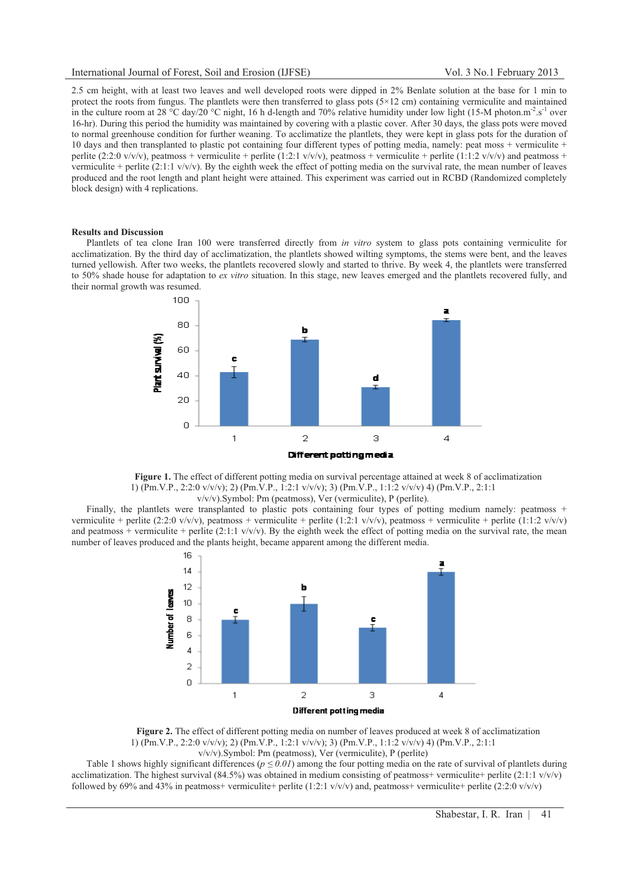2.5 cm height, with at least two leaves and well developed roots were dipped in 2% Benlate solution at the base for 1 min to protect the roots from fungus. The plantlets were then transferred to glass pots (5×12 cm) containing vermiculite and maintained in the culture room at 28 °C day/20 °C night, 16 h d-length and 70% relative humidity under low light (15-M photon.m$^{-2}$.s$^{-1}$ over 16-hr). During this period the humidity was maintained by covering with a plastic cover. After 30 days, the glass pots were moved to normal greenhouse condition for further weaning. To acclimatize the plantlets, they were kept in glass pots for the duration of 10 days and then transplanted to plastic pot containing four different types of potting media, namely: peat moss + vermiculite + perlite (2:2:0 v/v/v), peatmoss + vermiculite + perlite (1:2:1 v/v/v), peatmoss + vermiculite + perlite (1:1:2 v/v/v) and peatmoss + vermiculite + perlite (2:1:1 v/v/v). By the eighth week the effect of potting media on the survival rate, the mean number of leaves produced and the root length and plant height were attained. This experiment was carried out in RCBD (Randomized completely block design) with 4 replications.

**Results and Discussion**

Plantlets of tea clone Iran 100 were transferred directly from *in vitro* system to glass pots containing vermiculite for acclimatization. By the third day of acclimatization, the plantlets showed wilting symptoms, the stems were bent, and the leaves turned yellowish. After two weeks, the plantlets recovered slowly and started to thrive. By week 4, the plantlets were transferred to 50% shade house for adaptation to *ex vitro* situation. In this stage, new leaves emerged and the plantlets recovered fully, and their normal growth was resumed.

**Figure 1.** The effect of different potting media on survival percentage attained at week 8 of acclimatization 1) (Pm.V.P., 2:2:0 v/v/v); 2) (Pm.V.P., 1:2:1 v/v/v); 3) (Pm.V.P., 1:1:2 v/v/v) 4) (Pm.V.P., 2:1:1 v/v/v).Symbol: Pm (peatmoss), Ver (vermiculite), P (perlite).

Finally, the plantlets were transplanted to plastic pots containing four types of potting medium namely: peatmoss + vermiculite + perlite (2:2:0 v/v/v), peatmoss + vermiculite + perlite (1:2:1 v/v/v), peatmoss + vermiculite + perlite (1:1:2 v/v/v) and peatmoss + vermiculite + perlite (2:1:1 v/v/v). By the eighth week the effect of potting media on the survival rate, the mean number of leaves produced and the plants height, became apparent among the different media.

**Figure 2.** The effect of different potting media on number of leaves produced at week 8 of acclimatization 1) (Pm.V.P., 2:2:0 v/v/v); 2) (Pm.V.P., 1:2:1 v/v/v); 3) (Pm.V.P., 1:1:2 v/v/v) 4) (Pm.V.P., 2:1:1 v/v/v).Symbol: Pm (peatmoss), Ver (vermiculite), P (perlite)

Table 1 shows highly significant differences ($p \leq 0.01$) among the four potting media on the rate of survival of plantlets during acclimatization. The highest survival (84.5%) was obtained in medium consisting of peatmoss+ vermiculite+ perlite (2:1:1 v/v/v) followed by 69% and 43% in peatmoss+ vermiculite+ perlite (1:2:1 v/v/v) and, peatmoss+ vermiculite+ perlite (2:2:0 v/v/v)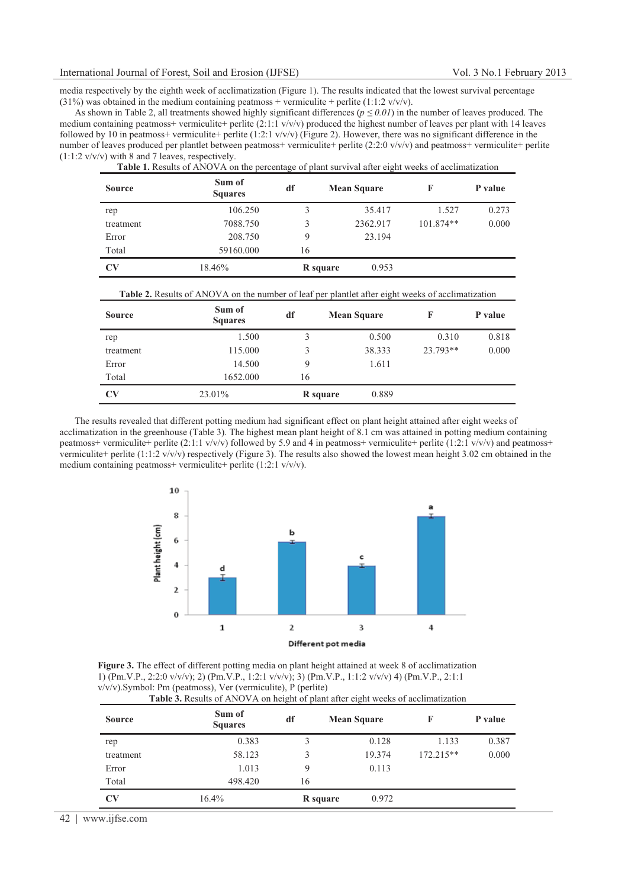media respectively by the eighth week of acclimatization (Figure 1). The results indicated that the lowest survival percentage (31%) was obtained in the medium containing peatmoss + vermiculite + perlite (1:1:2 v/v/v).

As shown in Table 2, all treatments showed highly significant differences (*p ≤ 0.01*) in the number of leaves produced. The medium containing peatmoss+ vermiculite+ perlite (2:1:1 v/v/v) produced the highest number of leaves per plant with 14 leaves followed by 10 in peatmoss+ vermiculite+ perlite (1:2:1 v/v/v) (Figure 2). However, there was no significant difference in the number of leaves produced per plantlet between peatmoss+ vermiculite+ perlite (2:2:0 v/v/v) and peatmoss+ vermiculite+ perlite (1:1:2 v/v/v) with 8 and 7 leaves, respectively.

**Table 1.** Results of ANOVA on the percentage of plant survival after eight weeks of acclimatization

| Source | Sum of Squares | df | Mean Square | F | P value |
|---|---|---|---|---|---|
| rep | 106.250 | 3 | 35.417 | 1.527 | 0.273 |
| treatment | 7088.750 | 3 | 2362.917 | 101.874** | 0.000 |
| Error | 208.750 | 9 | 23.194 | | |
| Total | 59160.000 | 16 | | | |
| **CV** | 18.46% | **R square** | 0.953 | | |

**Table 2.** Results of ANOVA on the number of leaf per plantlet after eight weeks of acclimatization

| Source | Sum of Squares | df | Mean Square | F | P value |
|---|---|---|---|---|---|
| rep | 1.500 | 3 | 0.500 | 0.310 | 0.818 |
| treatment | 115.000 | 3 | 38.333 | 23.793** | 0.000 |
| Error | 14.500 | 9 | 1.611 | | |
| Total | 1652.000 | 16 | | | |
| **CV** | 23.01% | **R square** | 0.889 | | |

The results revealed that different potting medium had significant effect on plant height attained after eight weeks of acclimatization in the greenhouse (Table 3). The highest mean plant height of 8.1 cm was attained in potting medium containing peatmoss+ vermiculite+ perlite (2:1:1 v/v/v) followed by 5.9 and 4 in peatmoss+ vermiculite+ perlite (1:2:1 v/v/v) and peatmoss+ vermiculite+ perlite (1:1:2 v/v/v) respectively (Figure 3). The results also showed the lowest mean height 3.02 cm obtained in the medium containing peatmoss+ vermiculite+ perlite (1:2:1 v/v/v).

**Figure 3.** The effect of different potting media on plant height attained at week 8 of acclimatization 1) (Pm.V.P., 2:2:0 v/v/v); 2) (Pm.V.P., 1:2:1 v/v/v); 3) (Pm.V.P., 1:1:2 v/v/v) 4) (Pm.V.P., 2:1:1 v/v/v).Symbol: Pm (peatmoss), Ver (vermiculite), P (perlite)

**Table 3.** Results of ANOVA on height of plant after eight weeks of acclimatization

| Source | Sum of Squares | df | Mean Square | F | P value |
|---|---|---|---|---|---|
| rep | 0.383 | 3 | 0.128 | 1.133 | 0.387 |
| treatment | 58.123 | 3 | 19.374 | 172.215** | 0.000 |
| Error | 1.013 | 9 | 0.113 | | |
| Total | 498.420 | 16 | | | |
| **CV** | 16.4% | **R square** | 0.972 | | |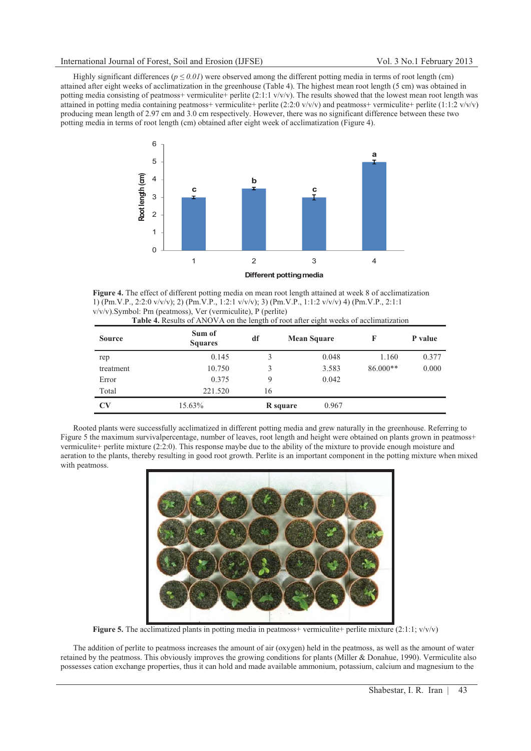Highly significant differences ($p \leq 0.01$) were observed among the different potting media in terms of root length (cm) attained after eight weeks of acclimatization in the greenhouse (Table 4). The highest mean root length (5 cm) was obtained in potting media consisting of peatmoss+ vermiculite+ perlite (2:1:1 v/v/v). The results showed that the lowest mean root length was attained in potting media containing peatmoss+ vermiculite+ perlite (2:2:0 v/v/v) and peatmoss+ vermiculite+ perlite (1:1:2 v/v/v) producing mean length of 2.97 cm and 3.0 cm respectively. However, there was no significant difference between these two potting media in terms of root length (cm) obtained after eight week of acclimatization (Figure 4).

**Figure 4.** The effect of different potting media on mean root length attained at week 8 of acclimatization 1) (Pm.V.P., 2:2:0 v/v/v); 2) (Pm.V.P., 1:2:1 v/v/v); 3) (Pm.V.P., 1:1:2 v/v/v) 4) (Pm.V.P., 2:1:1 v/v/v).Symbol: Pm (peatmoss), Ver (vermiculite), P (perlite)

**Table 4.** Results of ANOVA on the length of root after eight weeks of acclimatization

| Source | Sum of Squares | df | Mean Square | F | P value |
|---|---|---|---|---|---|
| rep | 0.145 | 3 | 0.048 | 1.160 | 0.377 |
| treatment | 10.750 | 3 | 3.583 | 86.000** | 0.000 |
| Error | 0.375 | 9 | 0.042 | | |
| Total | 221.520 | 16 | | | |
| **CV** | 15.63% | **R square** | 0.967 | | |

Rooted plants were successfully acclimatized in different potting media and grew naturally in the greenhouse. Referring to Figure 5 the maximum survivalpercentage, number of leaves, root length and height were obtained on plants grown in peatmoss+ vermiculite+ perlite mixture (2:2:0). This response maybe due to the ability of the mixture to provide enough moisture and aeration to the plants, thereby resulting in good root growth. Perlite is an important component in the potting mixture when mixed with peatmoss.

**Figure 5.** The acclimatized plants in potting media in peatmoss+ vermiculite+ perlite mixture (2:1:1; v/v/v)

The addition of perlite to peatmoss increases the amount of air (oxygen) held in the peatmoss, as well as the amount of water retained by the peatmoss. This obviously improves the growing conditions for plants (Miller & Donahue, 1990). Vermiculite also possesses cation exchange properties, thus it can hold and made available ammonium, potassium, calcium and magnesium to the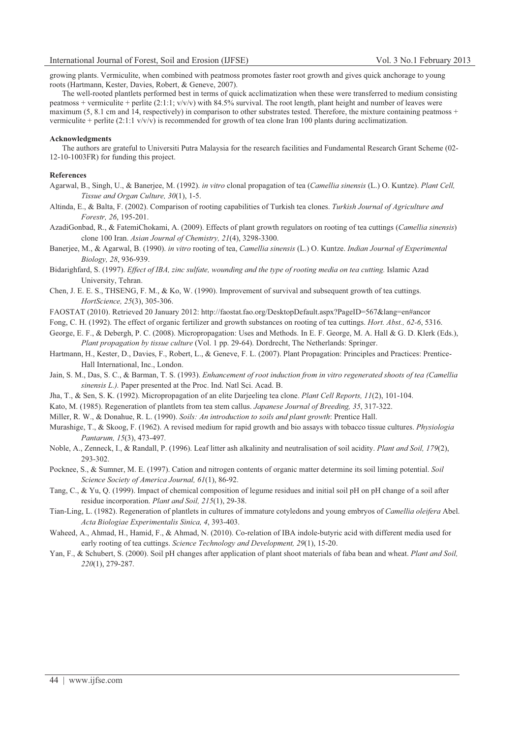growing plants. Vermiculite, when combined with peatmoss promotes faster root growth and gives quick anchorage to young roots (Hartmann, Kester, Davies, Robert, & Geneve, 2007).

The well-rooted plantlets performed best in terms of quick acclimatization when these were transferred to medium consisting peatmoss + vermiculite + perlite (2:1:1; v/v/v) with 84.5% survival. The root length, plant height and number of leaves were maximum (5, 8.1 cm and 14, respectively) in comparison to other substrates tested. Therefore, the mixture containing peatmoss + vermiculite + perlite (2:1:1 v/v/v) is recommended for growth of tea clone Iran 100 plants during acclimatization.

**Acknowledgments**

The authors are grateful to Universiti Putra Malaysia for the research facilities and Fundamental Research Grant Scheme (02-12-10-1003FR) for funding this project.

**References**

Agarwal, B., Singh, U., & Banerjee, M. (1992). *in vitro* clonal propagation of tea (*Camellia sinensis* (L.) O. Kuntze). *Plant Cell, Tissue and Organ Culture, 30*(1), 1-5.

Altinda, E., & Balta, F. (2002). Comparison of rooting capabilities of Turkish tea clones. *Turkish Journal of Agriculture and Forestr, 26*, 195-201.

AzadiGonbad, R., & FatemiChokami, A. (2009). Effects of plant growth regulators on rooting of tea cuttings (*Camellia sinensis*) clone 100 Iran. *Asian Journal of Chemistry, 21*(4), 3298-3300.

Banerjee, M., & Agarwal, B. (1990). *in vitro* rooting of tea, *Camellia sinensis* (L.) O. Kuntze. *Indian Journal of Experimental Biology, 28*, 936-939.

Bidarighfard, S. (1997). *Effect of IBA, zinc sulfate, wounding and the type of rooting media on tea cutting.* Islamic Azad University, Tehran.

Chen, J. E. E. S., THSENG, F. M., & Ko, W. (1990). Improvement of survival and subsequent growth of tea cuttings. *HortScience, 25*(3), 305-306.

FAOSTAT (2010). Retrieved 20 January 2012: http://faostat.fao.org/DesktopDefault.aspx?PageID=567&lang=en#ancor

Fong, C. H. (1992). The effect of organic fertilizer and growth substances on rooting of tea cuttings. *Hort. Abst., 62-6*, 5316.

George, E. F., & Debergh, P. C. (2008). Micropropagation: Uses and Methods. In E. F. George, M. A. Hall & G. D. Klerk (Eds.), *Plant propagation by tissue culture* (Vol. 1 pp. 29-64). Dordrecht, The Netherlands: Springer.

Hartmann, H., Kester, D., Davies, F., Robert, L., & Geneve, F. L. (2007). Plant Propagation: Principles and Practices: Prentice-Hall International, Inc., London.

Jain, S. M., Das, S. C., & Barman, T. S. (1993). *Enhancement of root induction from in vitro regenerated shoots of tea (Camellia sinensis L.).* Paper presented at the Proc. Ind. Natl Sci. Acad. B.

Jha, T., & Sen, S. K. (1992). Micropropagation of an elite Darjeeling tea clone. *Plant Cell Reports, 11*(2), 101-104.

Kato, M. (1985). Regeneration of plantlets from tea stem callus. *Japanese Journal of Breeding, 35*, 317-322.

Miller, R. W., & Donahue, R. L. (1990). *Soils: An introduction to soils and plant growth*: Prentice Hall.

Murashige, T., & Skoog, F. (1962). A revised medium for rapid growth and bio assays with tobacco tissue cultures. *Physiologia Pantarum, 15*(3), 473-497.

Noble, A., Zenneck, I., & Randall, P. (1996). Leaf litter ash alkalinity and neutralisation of soil acidity. *Plant and Soil, 179*(2), 293-302.

Pocknee, S., & Sumner, M. E. (1997). Cation and nitrogen contents of organic matter determine its soil liming potential. *Soil Science Society of America Journal, 61*(1), 86-92.

Tang, C., & Yu, Q. (1999). Impact of chemical composition of legume residues and initial soil pH on pH change of a soil after residue incorporation. *Plant and Soil, 215*(1), 29-38.

Tian-Ling, L. (1982). Regeneration of plantlets in cultures of immature cotyledons and young embryos of *Camellia oleifera* Abel. *Acta Biologiae Experimentalis Sinica, 4*, 393-403.

Waheed, A., Ahmad, H., Hamid, F., & Ahmad, N. (2010). Co-relation of IBA indole-butyric acid with different media used for early rooting of tea cuttings. *Science Technology and Development, 29*(1), 15-20.

Yan, F., & Schubert, S. (2000). Soil pH changes after application of plant shoot materials of faba bean and wheat. *Plant and Soil, 220*(1), 279-287.